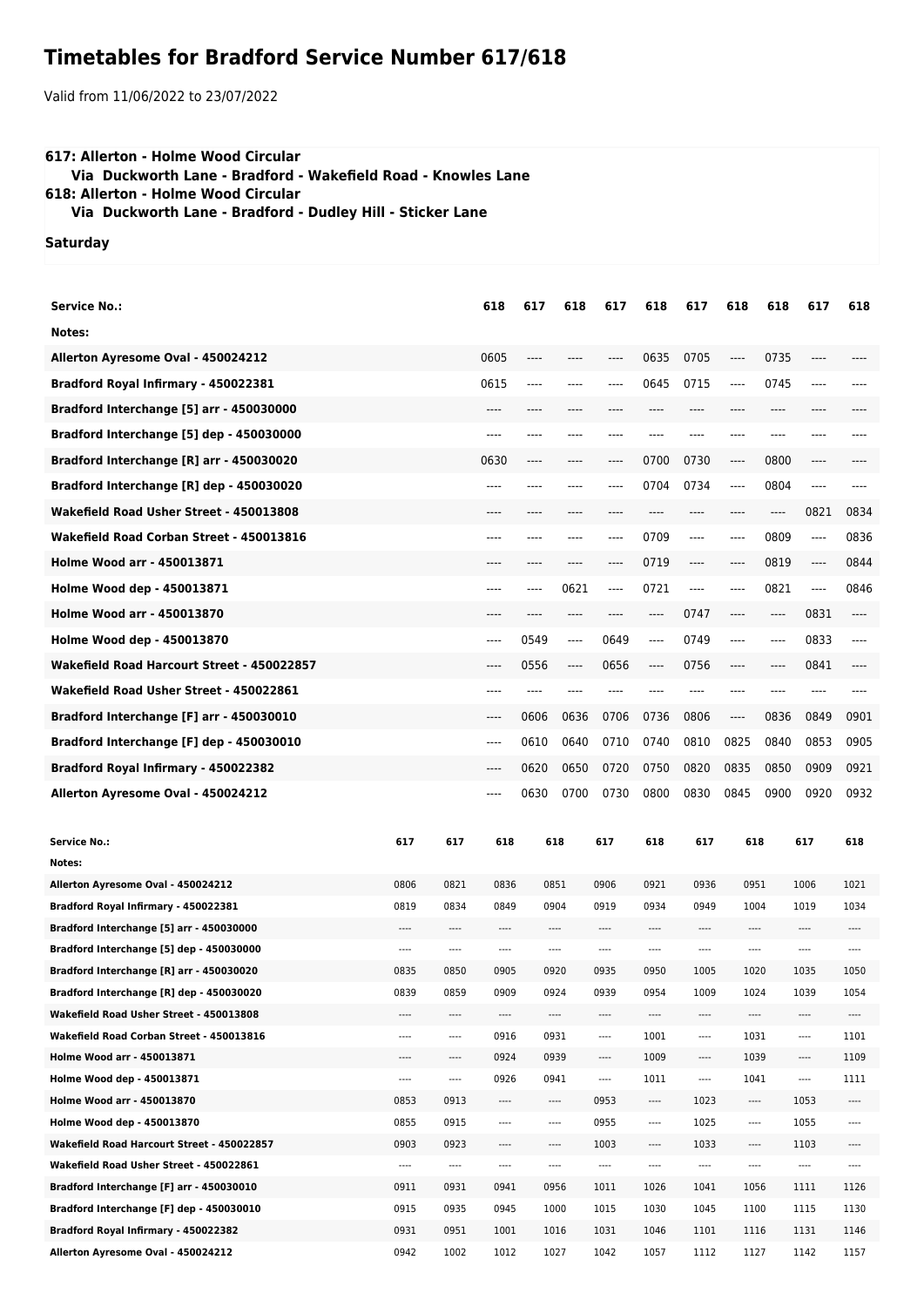# Timetables for Bradford Service Number 617/618

Valid from 11/06/2022 to 23/07/2022

**617: Allerton - Holme Wood Circular**
**Via Duckworth Lane - Bradford - Wakefield Road - Knowles Lane**
**618: Allerton - Holme Wood Circular**
**Via Duckworth Lane - Bradford - Dudley Hill - Sticker Lane**

**Saturday**

| Service No.: | 618 | 617 | 618 | 617 | 618 | 617 | 618 | 618 | 617 | 618 |
|---|---|---|---|---|---|---|---|---|---|---|
| Notes: | | | | | | | | | | |
| Allerton Ayresome Oval - 450024212 | 0605 | ---- | ---- | ---- | 0635 | 0705 | ---- | 0735 | ---- | ---- |
| Bradford Royal Infirmary - 450022381 | 0615 | ---- | ---- | ---- | 0645 | 0715 | ---- | 0745 | ---- | ---- |
| Bradford Interchange [5] arr - 450030000 | ---- | ---- | ---- | ---- | ---- | ---- | ---- | ---- | ---- | ---- |
| Bradford Interchange [5] dep - 450030000 | ---- | ---- | ---- | ---- | ---- | ---- | ---- | ---- | ---- | ---- |
| Bradford Interchange [R] arr - 450030020 | 0630 | ---- | ---- | ---- | 0700 | 0730 | ---- | 0800 | ---- | ---- |
| Bradford Interchange [R] dep - 450030020 | ---- | ---- | ---- | ---- | 0704 | 0734 | ---- | 0804 | ---- | ---- |
| Wakefield Road Usher Street - 450013808 | ---- | ---- | ---- | ---- | ---- | ---- | ---- | ---- | 0821 | 0834 |
| Wakefield Road Corban Street - 450013816 | ---- | ---- | ---- | ---- | 0709 | ---- | ---- | 0809 | ---- | 0836 |
| Holme Wood arr - 450013871 | ---- | ---- | ---- | ---- | 0719 | ---- | ---- | 0819 | ---- | 0844 |
| Holme Wood dep - 450013871 | ---- | ---- | 0621 | ---- | 0721 | ---- | ---- | 0821 | ---- | 0846 |
| Holme Wood arr - 450013870 | ---- | ---- | ---- | ---- | ---- | 0747 | ---- | ---- | 0831 | ---- |
| Holme Wood dep - 450013870 | ---- | 0549 | ---- | 0649 | ---- | 0749 | ---- | ---- | 0833 | ---- |
| Wakefield Road Harcourt Street - 450022857 | ---- | 0556 | ---- | 0656 | ---- | 0756 | ---- | ---- | 0841 | ---- |
| Wakefield Road Usher Street - 450022861 | ---- | ---- | ---- | ---- | ---- | ---- | ---- | ---- | ---- | ---- |
| Bradford Interchange [F] arr - 450030010 | ---- | 0606 | 0636 | 0706 | 0736 | 0806 | ---- | 0836 | 0849 | 0901 |
| Bradford Interchange [F] dep - 450030010 | ---- | 0610 | 0640 | 0710 | 0740 | 0810 | 0825 | 0840 | 0853 | 0905 |
| Bradford Royal Infirmary - 450022382 | ---- | 0620 | 0650 | 0720 | 0750 | 0820 | 0835 | 0850 | 0909 | 0921 |
| Allerton Ayresome Oval - 450024212 | ---- | 0630 | 0700 | 0730 | 0800 | 0830 | 0845 | 0900 | 0920 | 0932 |

| Service No.: | 617 | 617 | 618 | 618 | 617 | 618 | 617 | 618 | 617 | 618 |
|---|---|---|---|---|---|---|---|---|---|---|
| Notes: | | | | | | | | | | |
| Allerton Ayresome Oval - 450024212 | 0806 | 0821 | 0836 | 0851 | 0906 | 0921 | 0936 | 0951 | 1006 | 1021 |
| Bradford Royal Infirmary - 450022381 | 0819 | 0834 | 0849 | 0904 | 0919 | 0934 | 0949 | 1004 | 1019 | 1034 |
| Bradford Interchange [5] arr - 450030000 | ---- | ---- | ---- | ---- | ---- | ---- | ---- | ---- | ---- | ---- |
| Bradford Interchange [5] dep - 450030000 | ---- | ---- | ---- | ---- | ---- | ---- | ---- | ---- | ---- | ---- |
| Bradford Interchange [R] arr - 450030020 | 0835 | 0850 | 0905 | 0920 | 0935 | 0950 | 1005 | 1020 | 1035 | 1050 |
| Bradford Interchange [R] dep - 450030020 | 0839 | 0859 | 0909 | 0924 | 0939 | 0954 | 1009 | 1024 | 1039 | 1054 |
| Wakefield Road Usher Street - 450013808 | ---- | ---- | ---- | ---- | ---- | ---- | ---- | ---- | ---- | ---- |
| Wakefield Road Corban Street - 450013816 | ---- | ---- | 0916 | 0931 | ---- | 1001 | ---- | 1031 | ---- | 1101 |
| Holme Wood arr - 450013871 | ---- | ---- | 0924 | 0939 | ---- | 1009 | ---- | 1039 | ---- | 1109 |
| Holme Wood dep - 450013871 | ---- | ---- | 0926 | 0941 | ---- | 1011 | ---- | 1041 | ---- | 1111 |
| Holme Wood arr - 450013870 | 0853 | 0913 | ---- | ---- | 0953 | ---- | 1023 | ---- | 1053 | ---- |
| Holme Wood dep - 450013870 | 0855 | 0915 | ---- | ---- | 0955 | ---- | 1025 | ---- | 1055 | ---- |
| Wakefield Road Harcourt Street - 450022857 | 0903 | 0923 | ---- | ---- | 1003 | ---- | 1033 | ---- | 1103 | ---- |
| Wakefield Road Usher Street - 450022861 | ---- | ---- | ---- | ---- | ---- | ---- | ---- | ---- | ---- | ---- |
| Bradford Interchange [F] arr - 450030010 | 0911 | 0931 | 0941 | 0956 | 1011 | 1026 | 1041 | 1056 | 1111 | 1126 |
| Bradford Interchange [F] dep - 450030010 | 0915 | 0935 | 0945 | 1000 | 1015 | 1030 | 1045 | 1100 | 1115 | 1130 |
| Bradford Royal Infirmary - 450022382 | 0931 | 0951 | 1001 | 1016 | 1031 | 1046 | 1101 | 1116 | 1131 | 1146 |
| Allerton Ayresome Oval - 450024212 | 0942 | 1002 | 1012 | 1027 | 1042 | 1057 | 1112 | 1127 | 1142 | 1157 |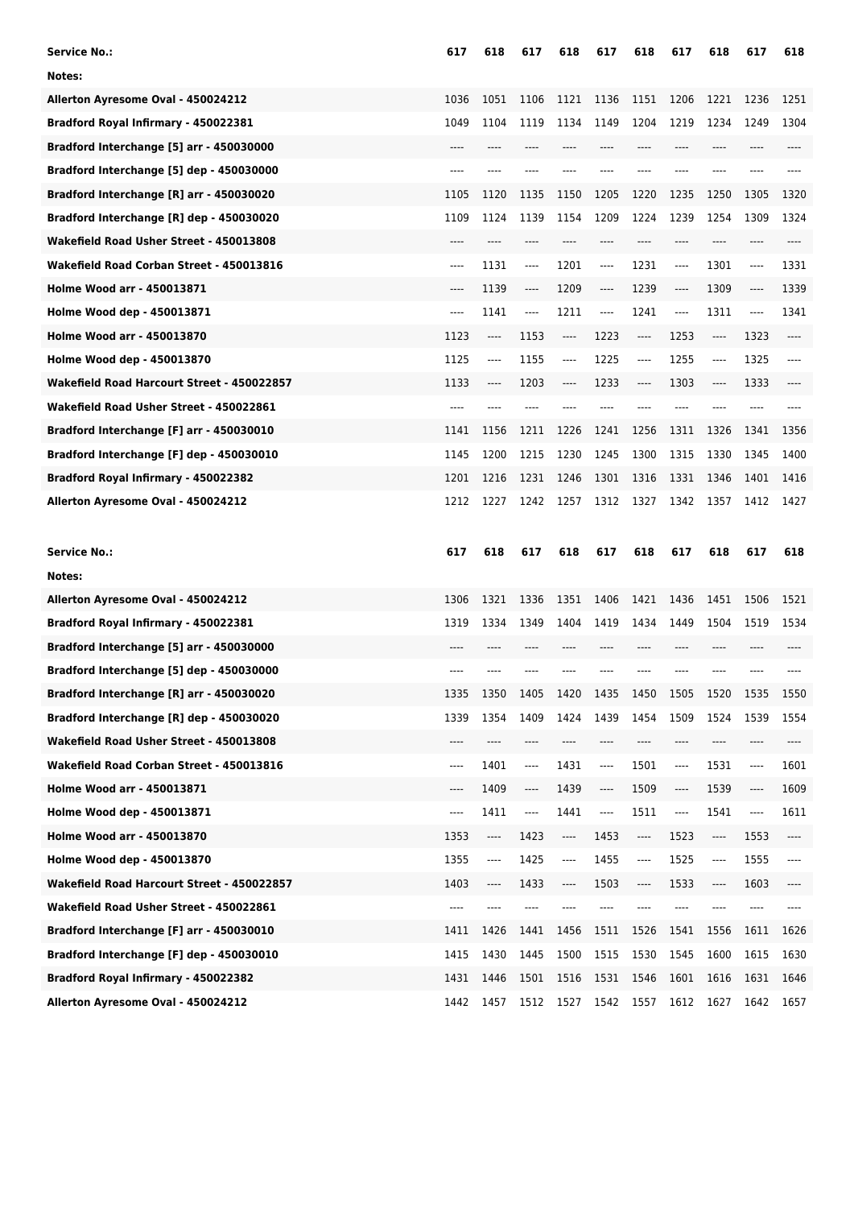| Service No.: | 617 | 618 | 617 | 618 | 617 | 618 | 617 | 618 | 617 | 618 |
|---|---|---|---|---|---|---|---|---|---|---|
| Notes: | | | | | | | | | | |
| Allerton Ayresome Oval - 450024212 | 1036 | 1051 | 1106 | 1121 | 1136 | 1151 | 1206 | 1221 | 1236 | 1251 |
| Bradford Royal Infirmary - 450022381 | 1049 | 1104 | 1119 | 1134 | 1149 | 1204 | 1219 | 1234 | 1249 | 1304 |
| Bradford Interchange [5] arr - 450030000 | ---- | ---- | ---- | ---- | ---- | ---- | ---- | ---- | ---- | ---- |
| Bradford Interchange [5] dep - 450030000 | ---- | ---- | ---- | ---- | ---- | ---- | ---- | ---- | ---- | ---- |
| Bradford Interchange [R] arr - 450030020 | 1105 | 1120 | 1135 | 1150 | 1205 | 1220 | 1235 | 1250 | 1305 | 1320 |
| Bradford Interchange [R] dep - 450030020 | 1109 | 1124 | 1139 | 1154 | 1209 | 1224 | 1239 | 1254 | 1309 | 1324 |
| Wakefield Road Usher Street - 450013808 | ---- | ---- | ---- | ---- | ---- | ---- | ---- | ---- | ---- | ---- |
| Wakefield Road Corban Street - 450013816 | ---- | 1131 | ---- | 1201 | ---- | 1231 | ---- | 1301 | ---- | 1331 |
| Holme Wood arr - 450013871 | ---- | 1139 | ---- | 1209 | ---- | 1239 | ---- | 1309 | ---- | 1339 |
| Holme Wood dep - 450013871 | ---- | 1141 | ---- | 1211 | ---- | 1241 | ---- | 1311 | ---- | 1341 |
| Holme Wood arr - 450013870 | 1123 | ---- | 1153 | ---- | 1223 | ---- | 1253 | ---- | 1323 | ---- |
| Holme Wood dep - 450013870 | 1125 | ---- | 1155 | ---- | 1225 | ---- | 1255 | ---- | 1325 | ---- |
| Wakefield Road Harcourt Street - 450022857 | 1133 | ---- | 1203 | ---- | 1233 | ---- | 1303 | ---- | 1333 | ---- |
| Wakefield Road Usher Street - 450022861 | ---- | ---- | ---- | ---- | ---- | ---- | ---- | ---- | ---- | ---- |
| Bradford Interchange [F] arr - 450030010 | 1141 | 1156 | 1211 | 1226 | 1241 | 1256 | 1311 | 1326 | 1341 | 1356 |
| Bradford Interchange [F] dep - 450030010 | 1145 | 1200 | 1215 | 1230 | 1245 | 1300 | 1315 | 1330 | 1345 | 1400 |
| Bradford Royal Infirmary - 450022382 | 1201 | 1216 | 1231 | 1246 | 1301 | 1316 | 1331 | 1346 | 1401 | 1416 |
| Allerton Ayresome Oval - 450024212 | 1212 | 1227 | 1242 | 1257 | 1312 | 1327 | 1342 | 1357 | 1412 | 1427 |

| Service No.: | 617 | 618 | 617 | 618 | 617 | 618 | 617 | 618 | 617 | 618 |
|---|---|---|---|---|---|---|---|---|---|---|
| Notes: | | | | | | | | | | |
| Allerton Ayresome Oval - 450024212 | 1306 | 1321 | 1336 | 1351 | 1406 | 1421 | 1436 | 1451 | 1506 | 1521 |
| Bradford Royal Infirmary - 450022381 | 1319 | 1334 | 1349 | 1404 | 1419 | 1434 | 1449 | 1504 | 1519 | 1534 |
| Bradford Interchange [5] arr - 450030000 | ---- | ---- | ---- | ---- | ---- | ---- | ---- | ---- | ---- | ---- |
| Bradford Interchange [5] dep - 450030000 | ---- | ---- | ---- | ---- | ---- | ---- | ---- | ---- | ---- | ---- |
| Bradford Interchange [R] arr - 450030020 | 1335 | 1350 | 1405 | 1420 | 1435 | 1450 | 1505 | 1520 | 1535 | 1550 |
| Bradford Interchange [R] dep - 450030020 | 1339 | 1354 | 1409 | 1424 | 1439 | 1454 | 1509 | 1524 | 1539 | 1554 |
| Wakefield Road Usher Street - 450013808 | ---- | ---- | ---- | ---- | ---- | ---- | ---- | ---- | ---- | ---- |
| Wakefield Road Corban Street - 450013816 | ---- | 1401 | ---- | 1431 | ---- | 1501 | ---- | 1531 | ---- | 1601 |
| Holme Wood arr - 450013871 | ---- | 1409 | ---- | 1439 | ---- | 1509 | ---- | 1539 | ---- | 1609 |
| Holme Wood dep - 450013871 | ---- | 1411 | ---- | 1441 | ---- | 1511 | ---- | 1541 | ---- | 1611 |
| Holme Wood arr - 450013870 | 1353 | ---- | 1423 | ---- | 1453 | ---- | 1523 | ---- | 1553 | ---- |
| Holme Wood dep - 450013870 | 1355 | ---- | 1425 | ---- | 1455 | ---- | 1525 | ---- | 1555 | ---- |
| Wakefield Road Harcourt Street - 450022857 | 1403 | ---- | 1433 | ---- | 1503 | ---- | 1533 | ---- | 1603 | ---- |
| Wakefield Road Usher Street - 450022861 | ---- | ---- | ---- | ---- | ---- | ---- | ---- | ---- | ---- | ---- |
| Bradford Interchange [F] arr - 450030010 | 1411 | 1426 | 1441 | 1456 | 1511 | 1526 | 1541 | 1556 | 1611 | 1626 |
| Bradford Interchange [F] dep - 450030010 | 1415 | 1430 | 1445 | 1500 | 1515 | 1530 | 1545 | 1600 | 1615 | 1630 |
| Bradford Royal Infirmary - 450022382 | 1431 | 1446 | 1501 | 1516 | 1531 | 1546 | 1601 | 1616 | 1631 | 1646 |
| Allerton Ayresome Oval - 450024212 | 1442 | 1457 | 1512 | 1527 | 1542 | 1557 | 1612 | 1627 | 1642 | 1657 |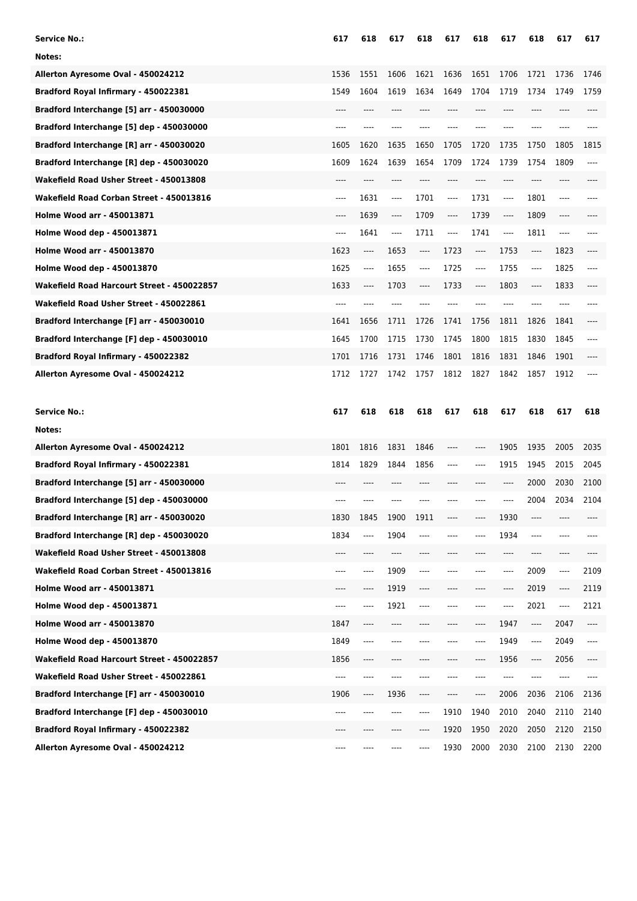| Service No.: | 617 | 618 | 617 | 618 | 617 | 618 | 617 | 618 | 617 | 617 |
|---|---|---|---|---|---|---|---|---|---|---|
| Notes: | | | | | | | | | | |
| Allerton Ayresome Oval - 450024212 | 1536 | 1551 | 1606 | 1621 | 1636 | 1651 | 1706 | 1721 | 1736 | 1746 |
| Bradford Royal Infirmary - 450022381 | 1549 | 1604 | 1619 | 1634 | 1649 | 1704 | 1719 | 1734 | 1749 | 1759 |
| Bradford Interchange [5] arr - 450030000 | ---- | ---- | ---- | ---- | ---- | ---- | ---- | ---- | ---- | ---- |
| Bradford Interchange [5] dep - 450030000 | ---- | ---- | ---- | ---- | ---- | ---- | ---- | ---- | ---- | ---- |
| Bradford Interchange [R] arr - 450030020 | 1605 | 1620 | 1635 | 1650 | 1705 | 1720 | 1735 | 1750 | 1805 | 1815 |
| Bradford Interchange [R] dep - 450030020 | 1609 | 1624 | 1639 | 1654 | 1709 | 1724 | 1739 | 1754 | 1809 | ---- |
| Wakefield Road Usher Street - 450013808 | ---- | ---- | ---- | ---- | ---- | ---- | ---- | ---- | ---- | ---- |
| Wakefield Road Corban Street - 450013816 | ---- | 1631 | ---- | 1701 | ---- | 1731 | ---- | 1801 | ---- | ---- |
| Holme Wood arr - 450013871 | ---- | 1639 | ---- | 1709 | ---- | 1739 | ---- | 1809 | ---- | ---- |
| Holme Wood dep - 450013871 | ---- | 1641 | ---- | 1711 | ---- | 1741 | ---- | 1811 | ---- | ---- |
| Holme Wood arr - 450013870 | 1623 | ---- | 1653 | ---- | 1723 | ---- | 1753 | ---- | 1823 | ---- |
| Holme Wood dep - 450013870 | 1625 | ---- | 1655 | ---- | 1725 | ---- | 1755 | ---- | 1825 | ---- |
| Wakefield Road Harcourt Street - 450022857 | 1633 | ---- | 1703 | ---- | 1733 | ---- | 1803 | ---- | 1833 | ---- |
| Wakefield Road Usher Street - 450022861 | ---- | ---- | ---- | ---- | ---- | ---- | ---- | ---- | ---- | ---- |
| Bradford Interchange [F] arr - 450030010 | 1641 | 1656 | 1711 | 1726 | 1741 | 1756 | 1811 | 1826 | 1841 | ---- |
| Bradford Interchange [F] dep - 450030010 | 1645 | 1700 | 1715 | 1730 | 1745 | 1800 | 1815 | 1830 | 1845 | ---- |
| Bradford Royal Infirmary - 450022382 | 1701 | 1716 | 1731 | 1746 | 1801 | 1816 | 1831 | 1846 | 1901 | ---- |
| Allerton Ayresome Oval - 450024212 | 1712 | 1727 | 1742 | 1757 | 1812 | 1827 | 1842 | 1857 | 1912 | ---- |

| Service No.: | 617 | 618 | 618 | 618 | 617 | 618 | 617 | 618 | 617 | 618 |
|---|---|---|---|---|---|---|---|---|---|---|
| Notes: | | | | | | | | | | |
| Allerton Ayresome Oval - 450024212 | 1801 | 1816 | 1831 | 1846 | ---- | ---- | 1905 | 1935 | 2005 | 2035 |
| Bradford Royal Infirmary - 450022381 | 1814 | 1829 | 1844 | 1856 | ---- | ---- | 1915 | 1945 | 2015 | 2045 |
| Bradford Interchange [5] arr - 450030000 | ---- | ---- | ---- | ---- | ---- | ---- | ---- | 2000 | 2030 | 2100 |
| Bradford Interchange [5] dep - 450030000 | ---- | ---- | ---- | ---- | ---- | ---- | ---- | 2004 | 2034 | 2104 |
| Bradford Interchange [R] arr - 450030020 | 1830 | 1845 | 1900 | 1911 | ---- | ---- | 1930 | ---- | ---- | ---- |
| Bradford Interchange [R] dep - 450030020 | 1834 | ---- | 1904 | ---- | ---- | ---- | 1934 | ---- | ---- | ---- |
| Wakefield Road Usher Street - 450013808 | ---- | ---- | ---- | ---- | ---- | ---- | ---- | ---- | ---- | ---- |
| Wakefield Road Corban Street - 450013816 | ---- | ---- | 1909 | ---- | ---- | ---- | ---- | 2009 | ---- | 2109 |
| Holme Wood arr - 450013871 | ---- | ---- | 1919 | ---- | ---- | ---- | ---- | 2019 | ---- | 2119 |
| Holme Wood dep - 450013871 | ---- | ---- | 1921 | ---- | ---- | ---- | ---- | 2021 | ---- | 2121 |
| Holme Wood arr - 450013870 | 1847 | ---- | ---- | ---- | ---- | ---- | 1947 | ---- | 2047 | ---- |
| Holme Wood dep - 450013870 | 1849 | ---- | ---- | ---- | ---- | ---- | 1949 | ---- | 2049 | ---- |
| Wakefield Road Harcourt Street - 450022857 | 1856 | ---- | ---- | ---- | ---- | ---- | 1956 | ---- | 2056 | ---- |
| Wakefield Road Usher Street - 450022861 | ---- | ---- | ---- | ---- | ---- | ---- | ---- | ---- | ---- | ---- |
| Bradford Interchange [F] arr - 450030010 | 1906 | ---- | 1936 | ---- | ---- | ---- | 2006 | 2036 | 2106 | 2136 |
| Bradford Interchange [F] dep - 450030010 | ---- | ---- | ---- | ---- | 1910 | 1940 | 2010 | 2040 | 2110 | 2140 |
| Bradford Royal Infirmary - 450022382 | ---- | ---- | ---- | ---- | 1920 | 1950 | 2020 | 2050 | 2120 | 2150 |
| Allerton Ayresome Oval - 450024212 | ---- | ---- | ---- | ---- | 1930 | 2000 | 2030 | 2100 | 2130 | 2200 |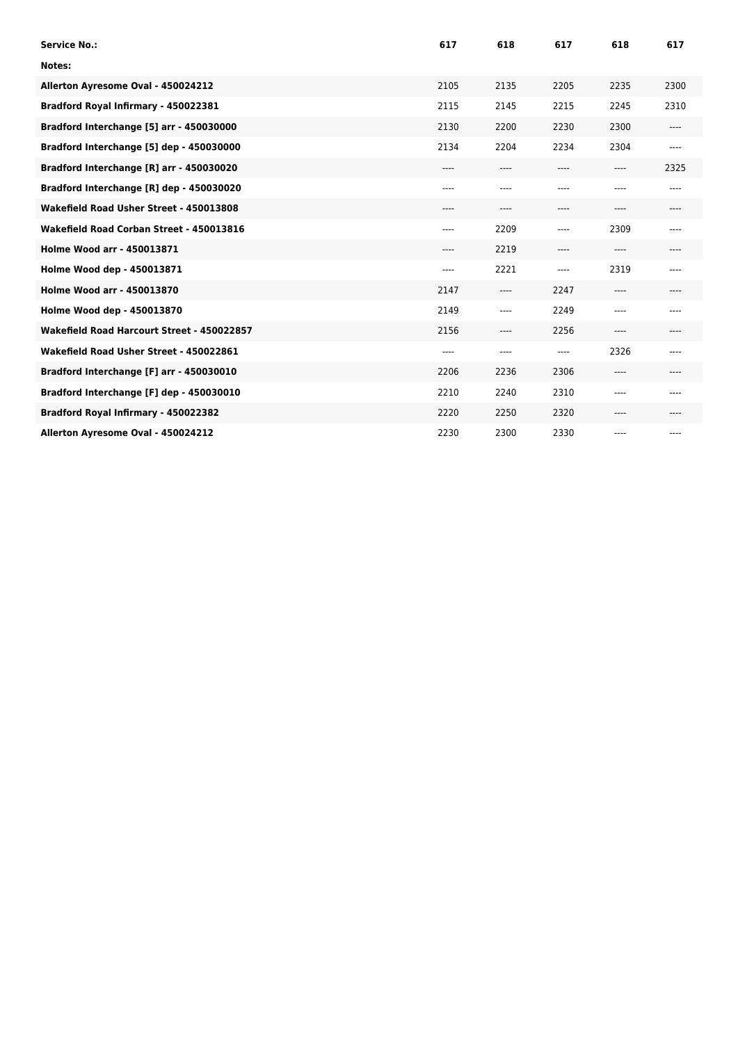| Service No.: | 617 | 618 | 617 | 618 | 617 |
| --- | --- | --- | --- | --- | --- |
| Notes: | | | | | |
| Allerton Ayresome Oval - 450024212 | 2105 | 2135 | 2205 | 2235 | 2300 |
| Bradford Royal Infirmary - 450022381 | 2115 | 2145 | 2215 | 2245 | 2310 |
| Bradford Interchange [5] arr - 450030000 | 2130 | 2200 | 2230 | 2300 | ---- |
| Bradford Interchange [5] dep - 450030000 | 2134 | 2204 | 2234 | 2304 | ---- |
| Bradford Interchange [R] arr - 450030020 | ---- | ---- | ---- | ---- | 2325 |
| Bradford Interchange [R] dep - 450030020 | ---- | ---- | ---- | ---- | ---- |
| Wakefield Road Usher Street - 450013808 | ---- | ---- | ---- | ---- | ---- |
| Wakefield Road Corban Street - 450013816 | ---- | 2209 | ---- | 2309 | ---- |
| Holme Wood arr - 450013871 | ---- | 2219 | ---- | ---- | ---- |
| Holme Wood dep - 450013871 | ---- | 2221 | ---- | 2319 | ---- |
| Holme Wood arr - 450013870 | 2147 | ---- | 2247 | ---- | ---- |
| Holme Wood dep - 450013870 | 2149 | ---- | 2249 | ---- | ---- |
| Wakefield Road Harcourt Street - 450022857 | 2156 | ---- | 2256 | ---- | ---- |
| Wakefield Road Usher Street - 450022861 | ---- | ---- | ---- | 2326 | ---- |
| Bradford Interchange [F] arr - 450030010 | 2206 | 2236 | 2306 | ---- | ---- |
| Bradford Interchange [F] dep - 450030010 | 2210 | 2240 | 2310 | ---- | ---- |
| Bradford Royal Infirmary - 450022382 | 2220 | 2250 | 2320 | ---- | ---- |
| Allerton Ayresome Oval - 450024212 | 2230 | 2300 | 2330 | ---- | ---- |